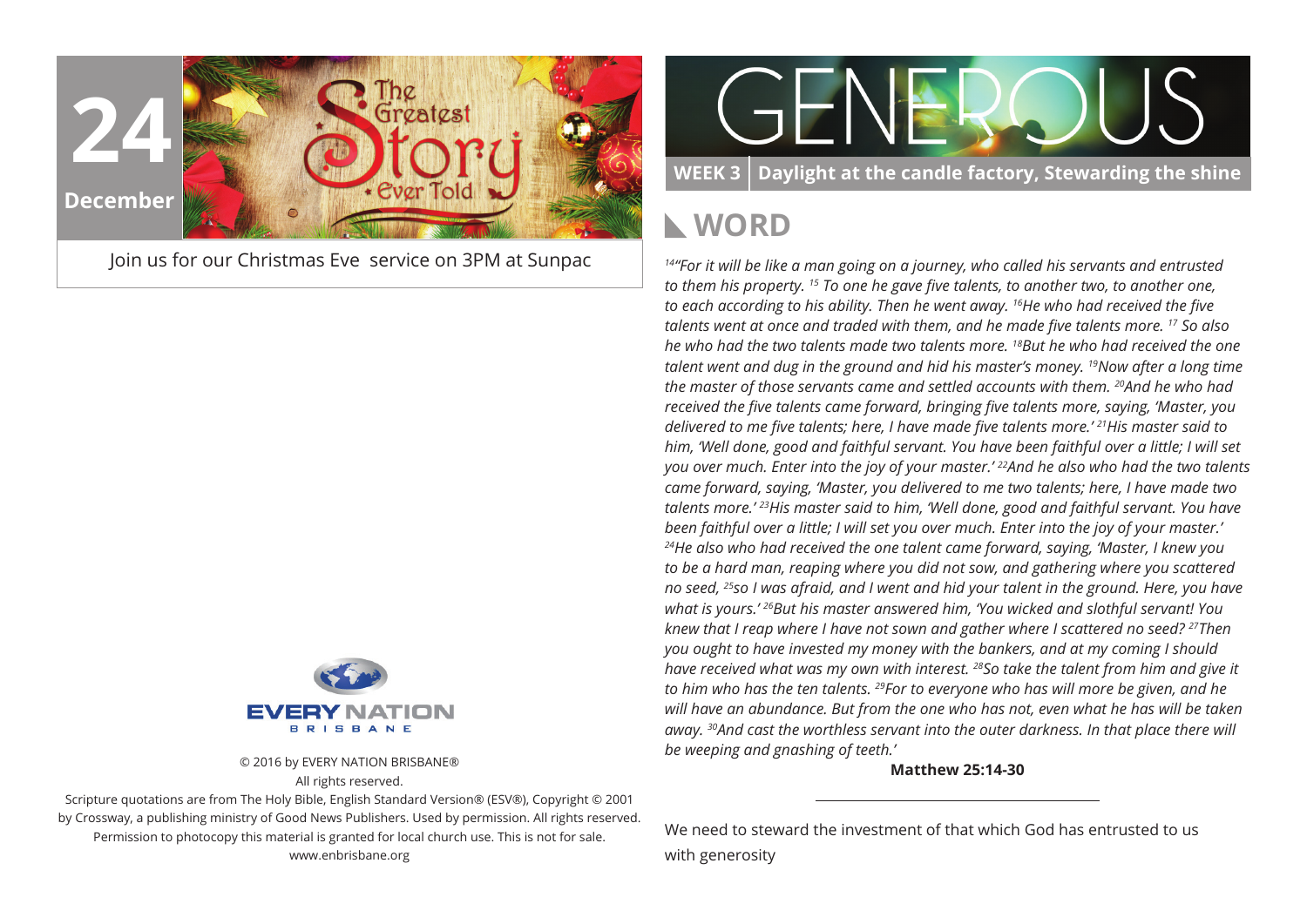24
December

The Greatest Story Ever Told

Join us for our Christmas Eve  service on 3PM at Sunpac

EVERY NATION
BRISBANE

© 2016 by EVERY NATION BRISBANE®
All rights reserved.
Scripture quotations are from The Holy Bible, English Standard Version® (ESV®), Copyright © 2001 by Crossway, a publishing ministry of Good News Publishers. Used by permission. All rights reserved.
Permission to photocopy this material is granted for local church use. This is not for sale.
www.enbrisbane.org

# GENEROUS

**WEEK 3 | Daylight at the candle factory, Stewarding the shine**

## WORD

*[14]"For it will be like a man going on a journey, who called his servants and entrusted to them his property. [15] To one he gave five talents, to another two, to another one, to each according to his ability. Then he went away. [16]He who had received the five talents went at once and traded with them, and he made five talents more. [17] So also he who had the two talents made two talents more. [18]But he who had received the one talent went and dug in the ground and hid his master's money. [19]Now after a long time the master of those servants came and settled accounts with them. [20]And he who had received the five talents came forward, bringing five talents more, saying, 'Master, you delivered to me five talents; here, I have made five talents more.' [21]His master said to him, 'Well done, good and faithful servant. You have been faithful over a little; I will set you over much. Enter into the joy of your master.' [22]And he also who had the two talents came forward, saying, 'Master, you delivered to me two talents; here, I have made two talents more.' [23]His master said to him, 'Well done, good and faithful servant. You have been faithful over a little; I will set you over much. Enter into the joy of your master.' [24]He also who had received the one talent came forward, saying, 'Master, I knew you to be a hard man, reaping where you did not sow, and gathering where you scattered no seed, [25]so I was afraid, and I went and hid your talent in the ground. Here, you have what is yours.' [26]But his master answered him, 'You wicked and slothful servant! You knew that I reap where I have not sown and gather where I scattered no seed? [27]Then you ought to have invested my money with the bankers, and at my coming I should have received what was my own with interest. [28]So take the talent from him and give it to him who has the ten talents. [29]For to everyone who has will more be given, and he will have an abundance. But from the one who has not, even what he has will be taken away. [30]And cast the worthless servant into the outer darkness. In that place there will be weeping and gnashing of teeth.'*

**Matthew 25:14-30**

---

We need to steward the investment of that which God has entrusted to us with generosity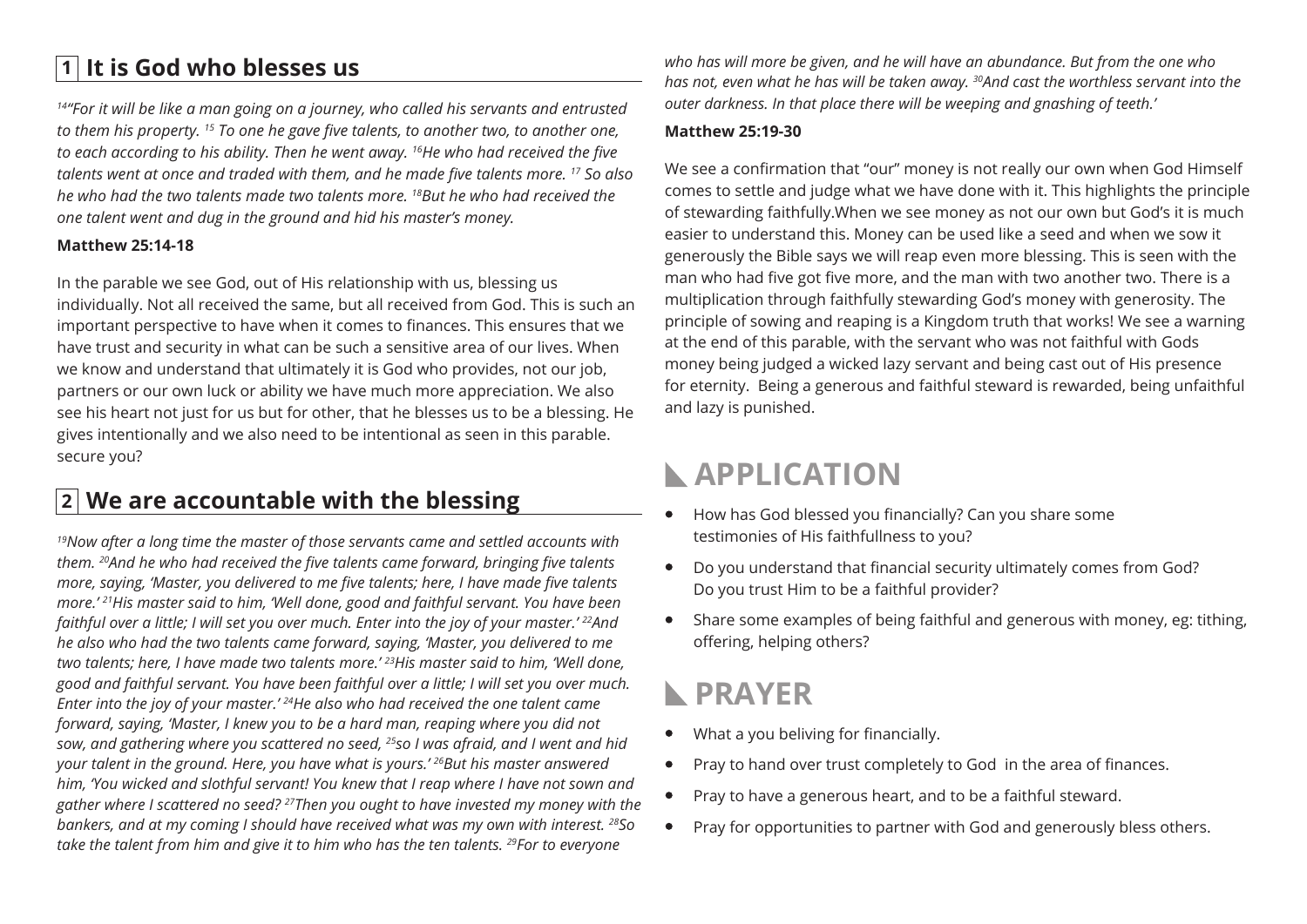## 1 It is God who blesses us

*[14]"For it will be like a man going on a journey, who called his servants and entrusted to them his property. [15] To one he gave five talents, to another two, to another one, to each according to his ability. Then he went away. [16]He who had received the five talents went at once and traded with them, and he made five talents more. [17] So also he who had the two talents made two talents more. [18]But he who had received the one talent went and dug in the ground and hid his master's money.*

**Matthew 25:14-18**

In the parable we see God, out of His relationship with us, blessing us individually. Not all received the same, but all received from God. This is such an important perspective to have when it comes to finances. This ensures that we have trust and security in what can be such a sensitive area of our lives. When we know and understand that ultimately it is God who provides, not our job, partners or our own luck or ability we have much more appreciation. We also see his heart not just for us but for other, that he blesses us to be a blessing. He gives intentionally and we also need to be intentional as seen in this parable. secure you?

## 2 We are accountable with the blessing

*[19]Now after a long time the master of those servants came and settled accounts with them. [20]And he who had received the five talents came forward, bringing five talents more, saying, 'Master, you delivered to me five talents; here, I have made five talents more.' [21]His master said to him, 'Well done, good and faithful servant. You have been faithful over a little; I will set you over much. Enter into the joy of your master.' [22]And he also who had the two talents came forward, saying, 'Master, you delivered to me two talents; here, I have made two talents more.' [23]His master said to him, 'Well done, good and faithful servant. You have been faithful over a little; I will set you over much. Enter into the joy of your master.' [24]He also who had received the one talent came forward, saying, 'Master, I knew you to be a hard man, reaping where you did not sow, and gathering where you scattered no seed, [25]so I was afraid, and I went and hid your talent in the ground. Here, you have what is yours.' [26]But his master answered him, 'You wicked and slothful servant! You knew that I reap where I have not sown and gather where I scattered no seed? [27]Then you ought to have invested my money with the bankers, and at my coming I should have received what was my own with interest. [28]So take the talent from him and give it to him who has the ten talents. [29]For to everyone who has will more be given, and he will have an abundance. But from the one who has not, even what he has will be taken away. [30]And cast the worthless servant into the outer darkness. In that place there will be weeping and gnashing of teeth.'*

**Matthew 25:19-30**

We see a confirmation that "our" money is not really our own when God Himself comes to settle and judge what we have done with it. This highlights the principle of stewarding faithfully.When we see money as not our own but God's it is much easier to understand this. Money can be used like a seed and when we sow it generously the Bible says we will reap even more blessing. This is seen with the man who had five got five more, and the man with two another two. There is a multiplication through faithfully stewarding God's money with generosity. The principle of sowing and reaping is a Kingdom truth that works! We see a warning at the end of this parable, with the servant who was not faithful with Gods money being judged a wicked lazy servant and being cast out of His presence for eternity. Being a generous and faithful steward is rewarded, being unfaithful and lazy is punished.

# APPLICATION

- How has God blessed you financially? Can you share some testimonies of His faithfullness to you?
- Do you understand that financial security ultimately comes from God? Do you trust Him to be a faithful provider?
- Share some examples of being faithful and generous with money, eg: tithing, offering, helping others?

# PRAYER

- What a you beliving for financially.
- Pray to hand over trust completely to God in the area of finances.
- Pray to have a generous heart, and to be a faithful steward.
- Pray for opportunities to partner with God and generously bless others.